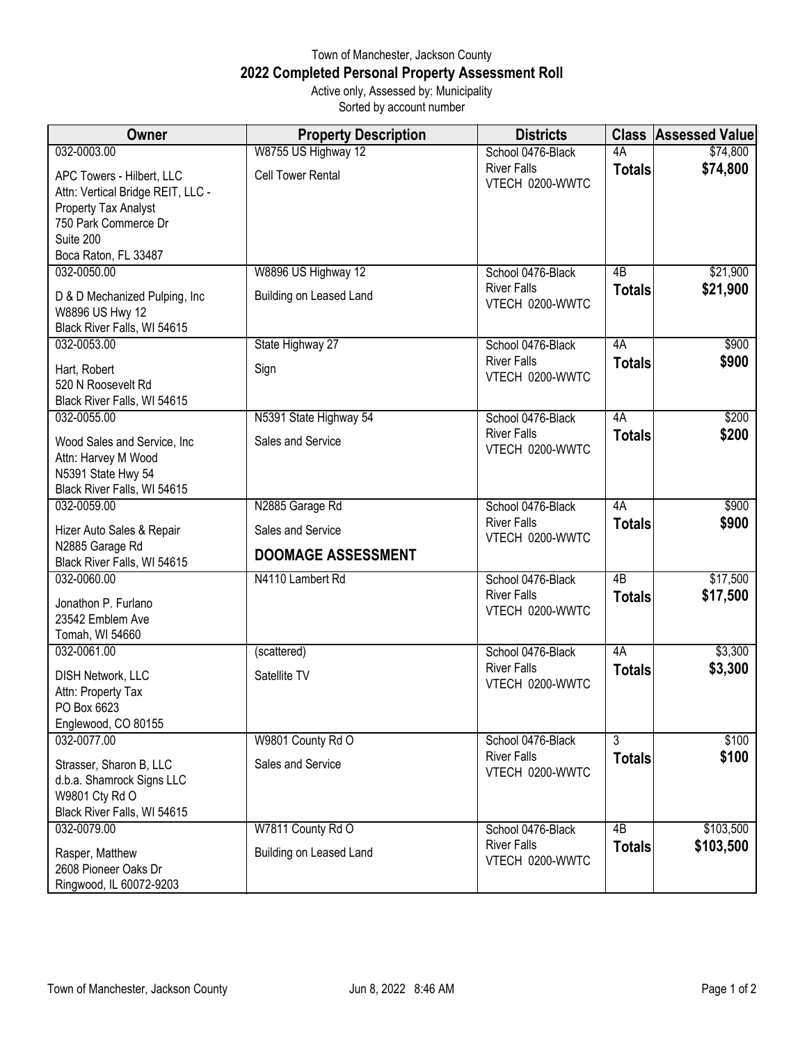Town of Manchester, Jackson County

# 2022 Completed Personal Property Assessment Roll

Active only, Assessed by: Municipality

Sorted by account number

| Owner | Property Description | Districts | Class | Assessed Value |
|---|---|---|---|---|
| 032-0003.00<br>APC Towers - Hilbert, LLC<br>Attn: Vertical Bridge REIT, LLC - Property Tax Analyst<br>750 Park Commerce Dr<br>Suite 200<br>Boca Raton, FL 33487 | W8755 US Highway 12<br>Cell Tower Rental | School 0476-Black River Falls<br>VTECH 0200-WWTC | 4A<br>**Totals** | $74,800<br>**$74,800** |
| 032-0050.00<br>D & D Mechanized Pulping, Inc<br>W8896 US Hwy 12<br>Black River Falls, WI 54615 | W8896 US Highway 12<br>Building on Leased Land | School 0476-Black River Falls<br>VTECH 0200-WWTC | 4B<br>**Totals** | $21,900<br>**$21,900** |
| 032-0053.00<br>Hart, Robert<br>520 N Roosevelt Rd<br>Black River Falls, WI 54615 | State Highway 27<br>Sign | School 0476-Black River Falls<br>VTECH 0200-WWTC | 4A<br>**Totals** | $900<br>**$900** |
| 032-0055.00<br>Wood Sales and Service, Inc<br>Attn: Harvey M Wood<br>N5391 State Hwy 54<br>Black River Falls, WI 54615 | N5391 State Highway 54<br>Sales and Service | School 0476-Black River Falls<br>VTECH 0200-WWTC | 4A<br>**Totals** | $200<br>**$200** |
| 032-0059.00<br>Hizer Auto Sales & Repair<br>N2885 Garage Rd<br>Black River Falls, WI 54615 | N2885 Garage Rd<br>Sales and Service<br>**DOOMAGE ASSESSMENT** | School 0476-Black River Falls<br>VTECH 0200-WWTC | 4A<br>**Totals** | $900<br>**$900** |
| 032-0060.00<br>Jonathon P. Furlano<br>23542 Emblem Ave<br>Tomah, WI 54660 | N4110 Lambert Rd | School 0476-Black River Falls<br>VTECH 0200-WWTC | 4B<br>**Totals** | $17,500<br>**$17,500** |
| 032-0061.00<br>DISH Network, LLC<br>Attn: Property Tax<br>PO Box 6623<br>Englewood, CO 80155 | (scattered)<br>Satellite TV | School 0476-Black River Falls<br>VTECH 0200-WWTC | 4A<br>**Totals** | $3,300<br>**$3,300** |
| 032-0077.00<br>Strasser, Sharon B, LLC<br>d.b.a. Shamrock Signs LLC<br>W9801 Cty Rd O<br>Black River Falls, WI 54615 | W9801 County Rd O<br>Sales and Service | School 0476-Black River Falls<br>VTECH 0200-WWTC | 3<br>**Totals** | $100<br>**$100** |
| 032-0079.00<br>Rasper, Matthew<br>2608 Pioneer Oaks Dr<br>Ringwood, IL 60072-9203 | W7811 County Rd O<br>Building on Leased Land | School 0476-Black River Falls<br>VTECH 0200-WWTC | 4B<br>**Totals** | $103,500<br>**$103,500** |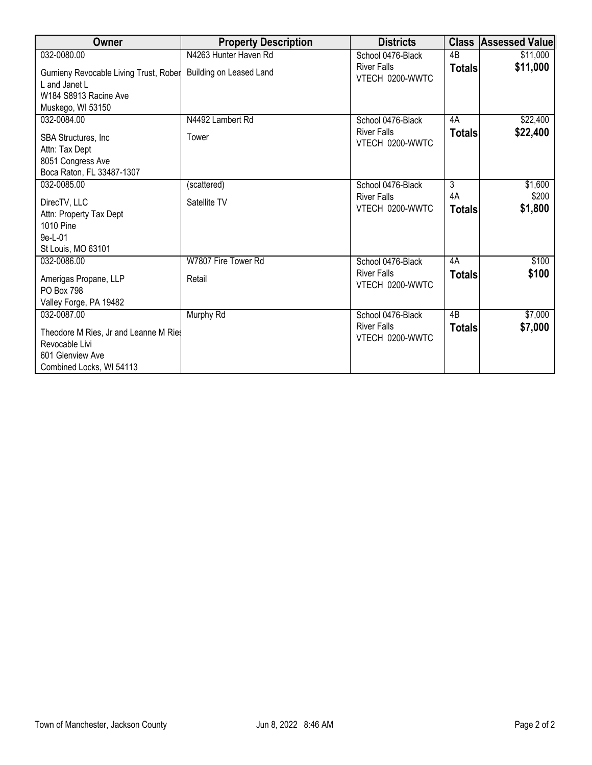| Owner | Property Description | Districts | Class | Assessed Value |
|---|---|---|---|---|
| 032-0080.00<br>Gumieny Revocable Living Trust, Rober L and Janet L<br>W184 S8913 Racine Ave<br>Muskego, WI 53150 | N4263 Hunter Haven Rd<br>Building on Leased Land | School 0476-Black River Falls<br>VTECH 0200-WWTC | 4B<br>**Totals** | \$11,000<br>**\$11,000** |
| 032-0084.00<br>SBA Structures, Inc<br>Attn: Tax Dept<br>8051 Congress Ave<br>Boca Raton, FL 33487-1307 | N4492 Lambert Rd<br>Tower | School 0476-Black River Falls<br>VTECH 0200-WWTC | 4A<br>**Totals** | \$22,400<br>**\$22,400** |
| 032-0085.00<br>DirecTV, LLC<br>Attn: Property Tax Dept<br>1010 Pine<br>9e-L-01<br>St Louis, MO 63101 | (scattered)<br>Satellite TV | School 0476-Black River Falls<br>VTECH 0200-WWTC | 3<br>4A<br>**Totals** | \$1,600<br>\$200<br>**\$1,800** |
| 032-0086.00<br>Amerigas Propane, LLP<br>PO Box 798<br>Valley Forge, PA 19482 | W7807 Fire Tower Rd<br>Retail | School 0476-Black River Falls<br>VTECH 0200-WWTC | 4A<br>**Totals** | \$100<br>**\$100** |
| 032-0087.00<br>Theodore M Ries, Jr and Leanne M Ries Revocable Livi<br>601 Glenview Ave<br>Combined Locks, WI 54113 | Murphy Rd | School 0476-Black River Falls<br>VTECH 0200-WWTC | 4B<br>**Totals** | \$7,000<br>**\$7,000** |

Town of Manchester, Jackson County    Jun 8, 2022 8:46 AM